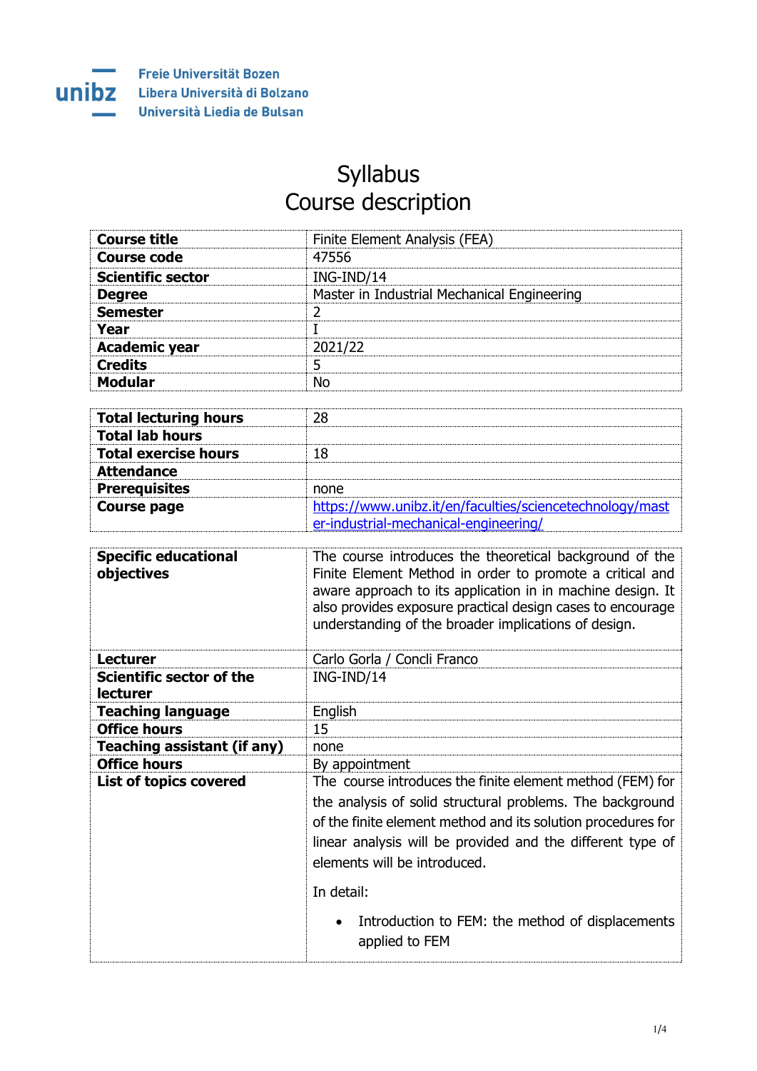Freie Universität Bozen
Libera Università di Bolzano
Università Liedia de Bulsan

# Syllabus
# Course description

| | |
|---|---|
| **Course title** | Finite Element Analysis (FEA) |
| **Course code** | 47556 |
| **Scientific sector** | ING-IND/14 |
| **Degree** | Master in Industrial Mechanical Engineering |
| **Semester** | 2 |
| **Year** | I |
| **Academic year** | 2021/22 |
| **Credits** | 5 |
| **Modular** | No |

| | |
|---|---|
| **Total lecturing hours** | 28 |
| **Total lab hours** | |
| **Total exercise hours** | 18 |
| **Attendance** | |
| **Prerequisites** | none |
| **Course page** | https://www.unibz.it/en/faculties/sciencetechnology/master-industrial-mechanical-engineering/ |

| | |
|---|---|
| **Specific educational objectives** | The course introduces the theoretical background of the Finite Element Method in order to promote a critical and aware approach to its application in in machine design. It also provides exposure practical design cases to encourage understanding of the broader implications of design. |
| **Lecturer** | Carlo Gorla / Concli Franco |
| **Scientific sector of the lecturer** | ING-IND/14 |
| **Teaching language** | English |
| **Office hours** | 15 |
| **Teaching assistant (if any)** | none |
| **Office hours** | By appointment |
| **List of topics covered** | The course introduces the finite element method (FEM) for the analysis of solid structural problems. The background of the finite element method and its solution procedures for linear analysis will be provided and the different type of elements will be introduced.<br><br>In detail:<br><br>• Introduction to FEM: the method of displacements applied to FEM |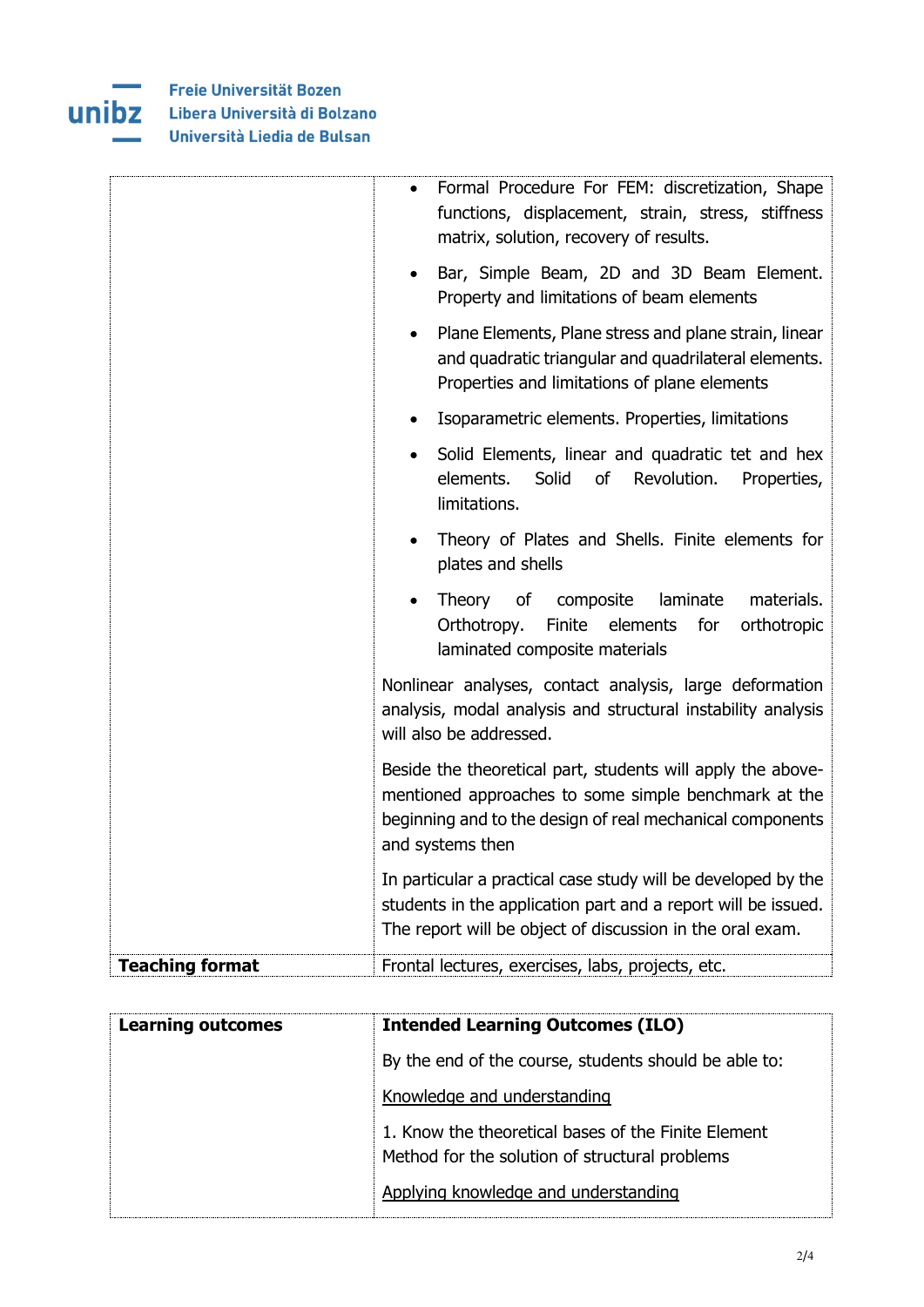| | |
|---|---|
| | • Formal Procedure For FEM: discretization, Shape functions, displacement, strain, stress, stiffness matrix, solution, recovery of results.<br><br>• Bar, Simple Beam, 2D and 3D Beam Element. Property and limitations of beam elements<br><br>• Plane Elements, Plane stress and plane strain, linear and quadratic triangular and quadrilateral elements. Properties and limitations of plane elements<br><br>• Isoparametric elements. Properties, limitations<br><br>• Solid Elements, linear and quadratic tet and hex elements. Solid of Revolution. Properties, limitations.<br><br>• Theory of Plates and Shells. Finite elements for plates and shells<br><br>• Theory of composite laminate materials. Orthotropy. Finite elements for orthotropic laminated composite materials<br><br>Nonlinear analyses, contact analysis, large deformation analysis, modal analysis and structural instability analysis will also be addressed.<br><br>Beside the theoretical part, students will apply the above-mentioned approaches to some simple benchmark at the beginning and to the design of real mechanical components and systems then<br><br>In particular a practical case study will be developed by the students in the application part and a report will be issued. The report will be object of discussion in the oral exam. |
| **Teaching format** | Frontal lectures, exercises, labs, projects, etc. |

| | |
|---|---|
| **Learning outcomes** | **Intended Learning Outcomes (ILO)**<br><br>By the end of the course, students should be able to:<br><br><u>Knowledge and understanding</u><br><br>1. Know the theoretical bases of the Finite Element Method for the solution of structural problems<br><br><u>Applying knowledge and understanding</u> |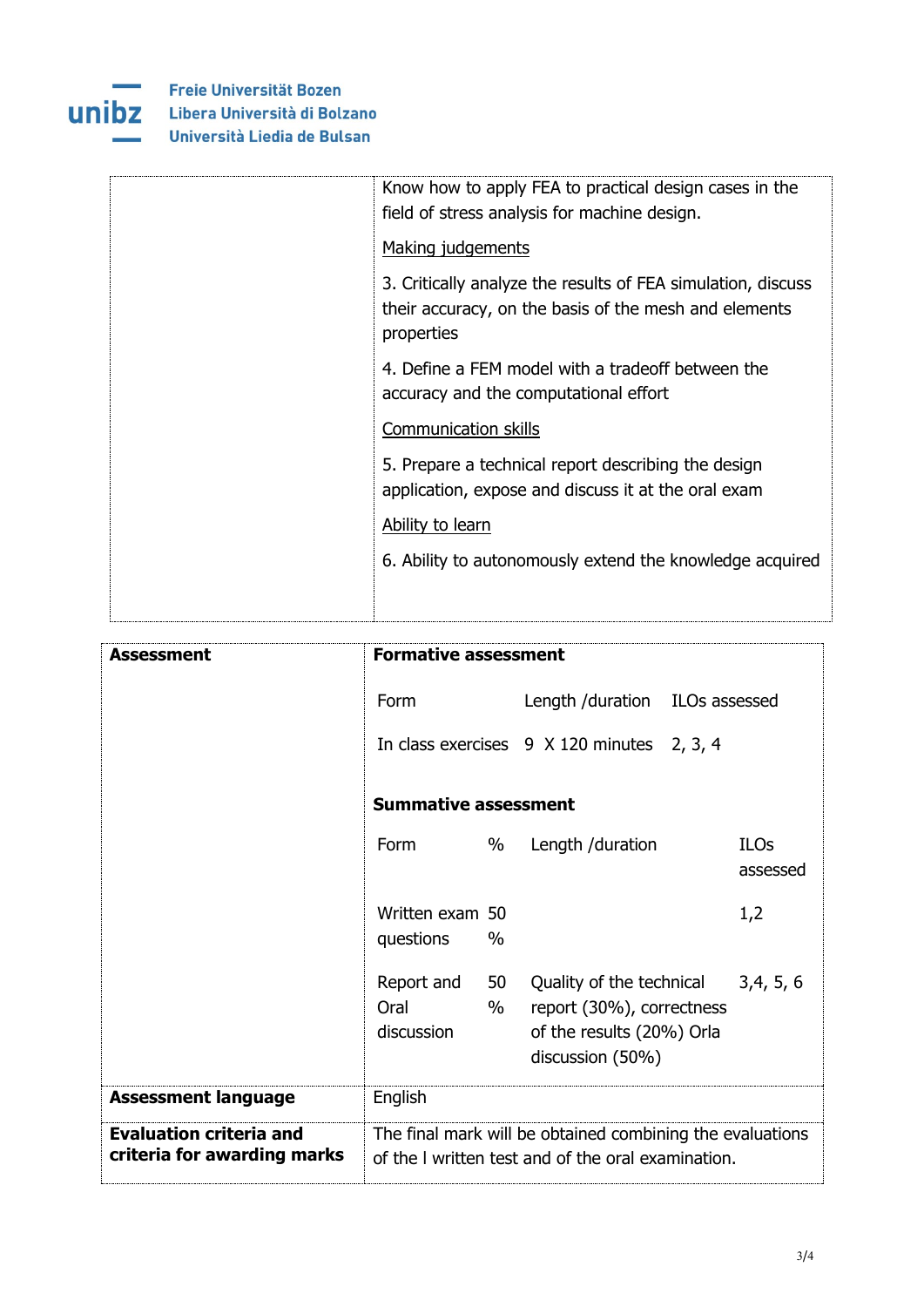| | Know how to apply FEA to practical design cases in the field of stress analysis for machine design.<br><br><u>Making judgements</u><br><br>3. Critically analyze the results of FEA simulation, discuss their accuracy, on the basis of the mesh and elements properties<br><br>4. Define a FEM model with a tradeoff between the accuracy and the computational effort<br><br><u>Communication skills</u><br><br>5. Prepare a technical report describing the design application, expose and discuss it at the oral exam<br><br><u>Ability to learn</u><br><br>6. Ability to autonomously extend the knowledge acquired |
|---|---|

| **Assessment** | **Formative assessment** |
|---|---|

**Formative assessment**

| Form | Length /duration | ILOs assessed |
|---|---|---|
| In class exercises | 9 X 120 minutes | 2, 3, 4 |

**Summative assessment**

| Form | % | Length /duration | ILOs assessed |
|---|---|---|---|
| Written exam questions | 50 % | | 1,2 |
| Report and Oral discussion | 50 % | Quality of the technical report (30%), correctness of the results (20%) Orla discussion (50%) | 3,4, 5, 6 |

| | |
|---|---|
| **Assessment language** | English |
| **Evaluation criteria and criteria for awarding marks** | The final mark will be obtained combining the evaluations of the l written test and of the oral examination. |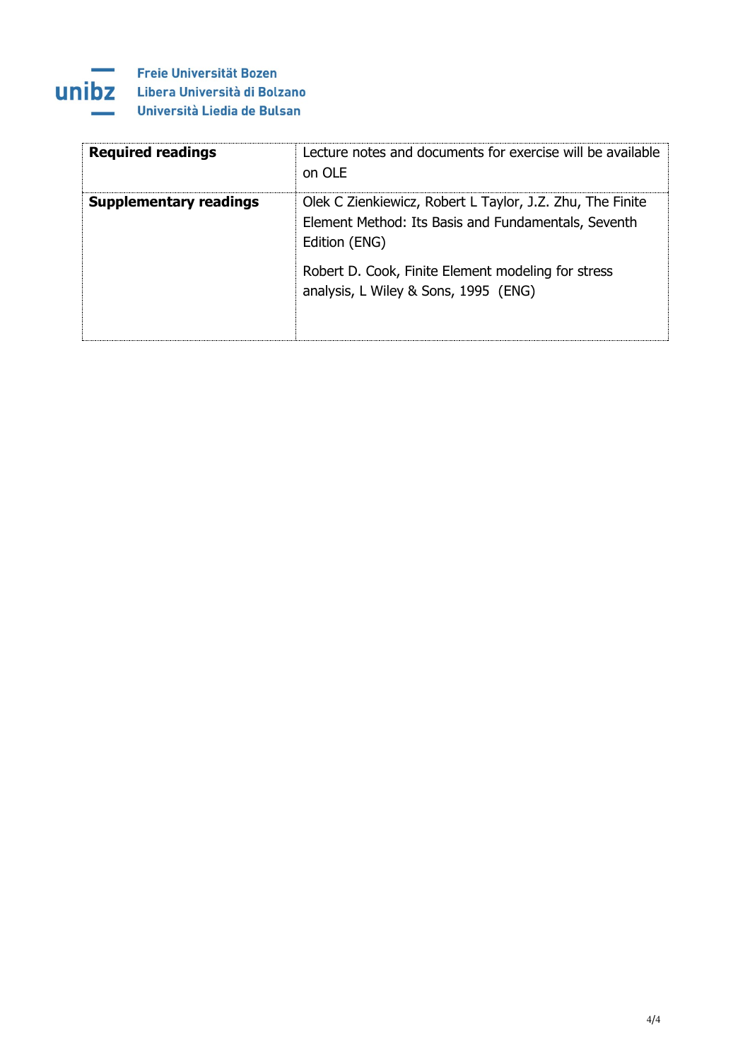| | |
|---|---|
| **Required readings** | Lecture notes and documents for exercise will be available on OLE |
| **Supplementary readings** | Olek C Zienkiewicz, Robert L Taylor, J.Z. Zhu, The Finite Element Method: Its Basis and Fundamentals, Seventh Edition (ENG)<br><br>Robert D. Cook, Finite Element modeling for stress analysis, L Wiley & Sons, 1995 (ENG) |